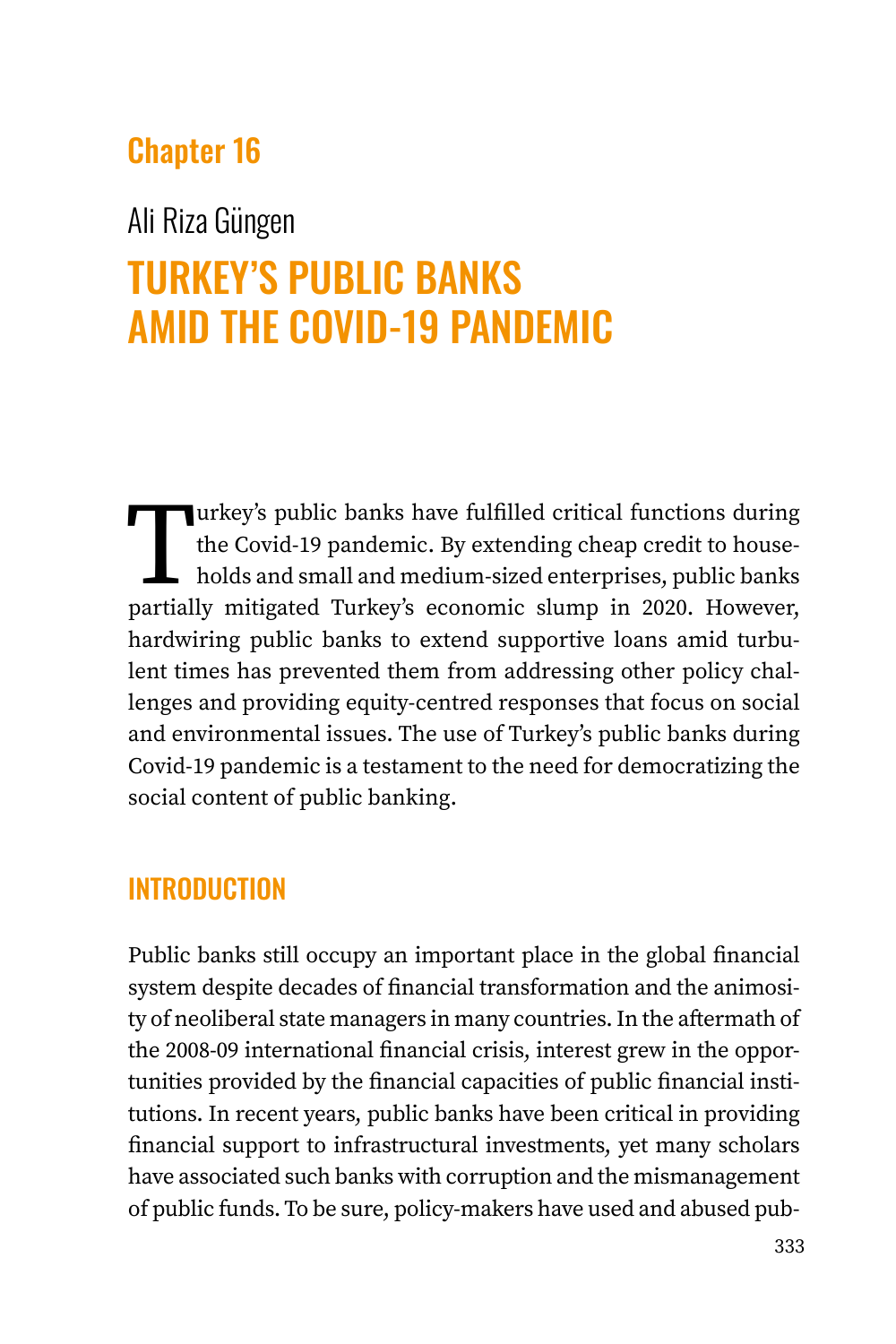Chapter 16

Ali Riza Güngen

# TURKEY'S PUBLIC BANKS AMID THE COVID-19 PANDEMIC

Turkey's public banks have fulfilled critical functions during the Covid-19 pandemic. By extending cheap credit to households and small and medium-sized enterprises, public banks partially mitigated Turkey's economic slump in 2020. However, hardwiring public banks to extend supportive loans amid turbulent times has prevented them from addressing other policy challenges and providing equity-centred responses that focus on social and environmental issues. The use of Turkey's public banks during Covid-19 pandemic is a testament to the need for democratizing the social content of public banking.

## INTRODUCTION

Public banks still occupy an important place in the global financial system despite decades of financial transformation and the animosity of neoliberal state managers in many countries. In the aftermath of the 2008-09 international financial crisis, interest grew in the opportunities provided by the financial capacities of public financial institutions. In recent years, public banks have been critical in providing financial support to infrastructural investments, yet many scholars have associated such banks with corruption and the mismanagement of public funds. To be sure, policy-makers have used and abused pub-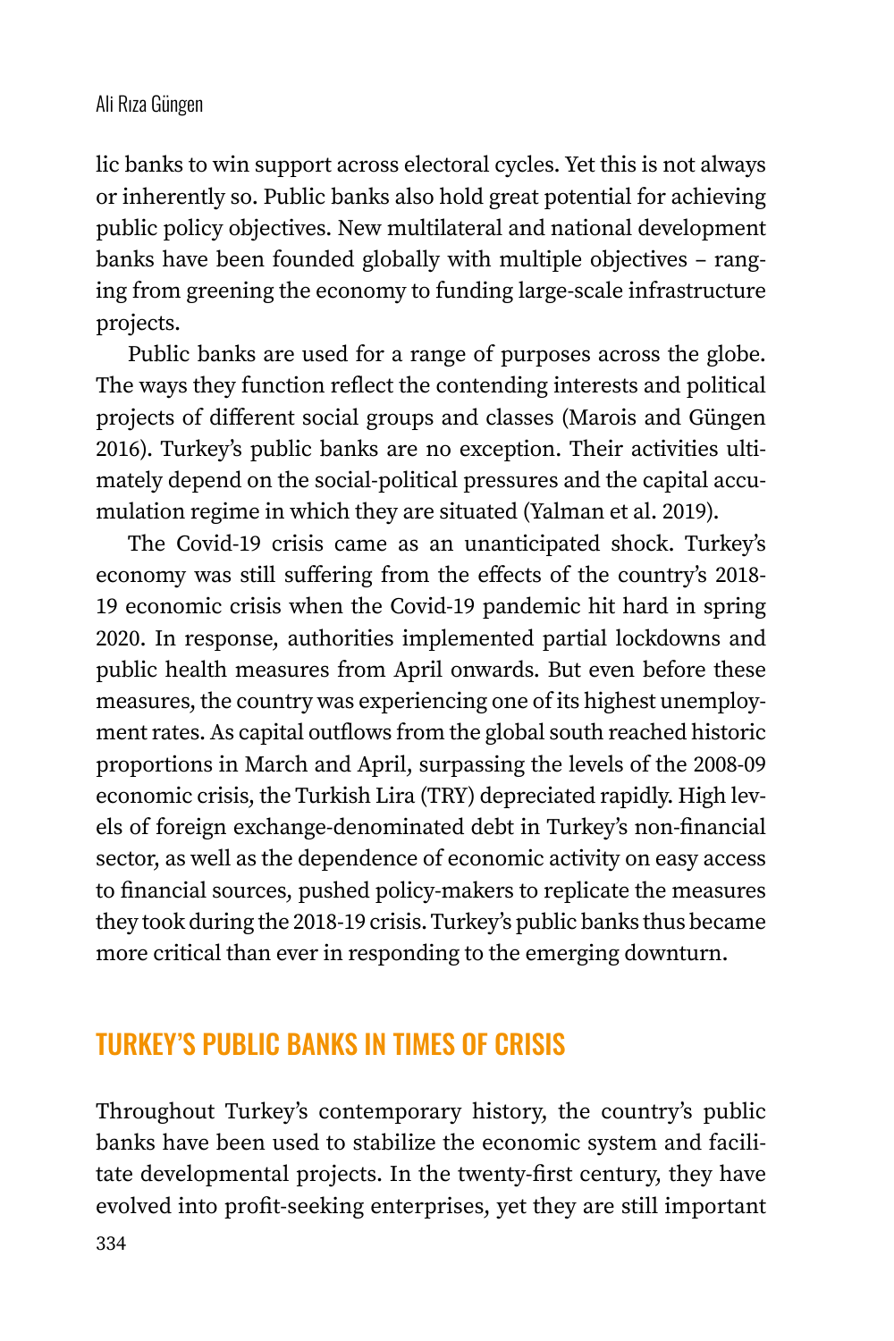lic banks to win support across electoral cycles. Yet this is not always or inherently so. Public banks also hold great potential for achieving public policy objectives. New multilateral and national development banks have been founded globally with multiple objectives – ranging from greening the economy to funding large-scale infrastructure projects.

Public banks are used for a range of purposes across the globe. The ways they function reflect the contending interests and political projects of different social groups and classes (Marois and Güngen 2016). Turkey's public banks are no exception. Their activities ultimately depend on the social-political pressures and the capital accumulation regime in which they are situated (Yalman et al. 2019).

The Covid-19 crisis came as an unanticipated shock. Turkey's economy was still suffering from the effects of the country's 2018-19 economic crisis when the Covid-19 pandemic hit hard in spring 2020. In response, authorities implemented partial lockdowns and public health measures from April onwards. But even before these measures, the country was experiencing one of its highest unemployment rates. As capital outflows from the global south reached historic proportions in March and April, surpassing the levels of the 2008-09 economic crisis, the Turkish Lira (TRY) depreciated rapidly. High levels of foreign exchange-denominated debt in Turkey's non-financial sector, as well as the dependence of economic activity on easy access to financial sources, pushed policy-makers to replicate the measures they took during the 2018-19 crisis. Turkey's public banks thus became more critical than ever in responding to the emerging downturn.

## TURKEY'S PUBLIC BANKS IN TIMES OF CRISIS

Throughout Turkey's contemporary history, the country's public banks have been used to stabilize the economic system and facilitate developmental projects. In the twenty-first century, they have evolved into profit-seeking enterprises, yet they are still important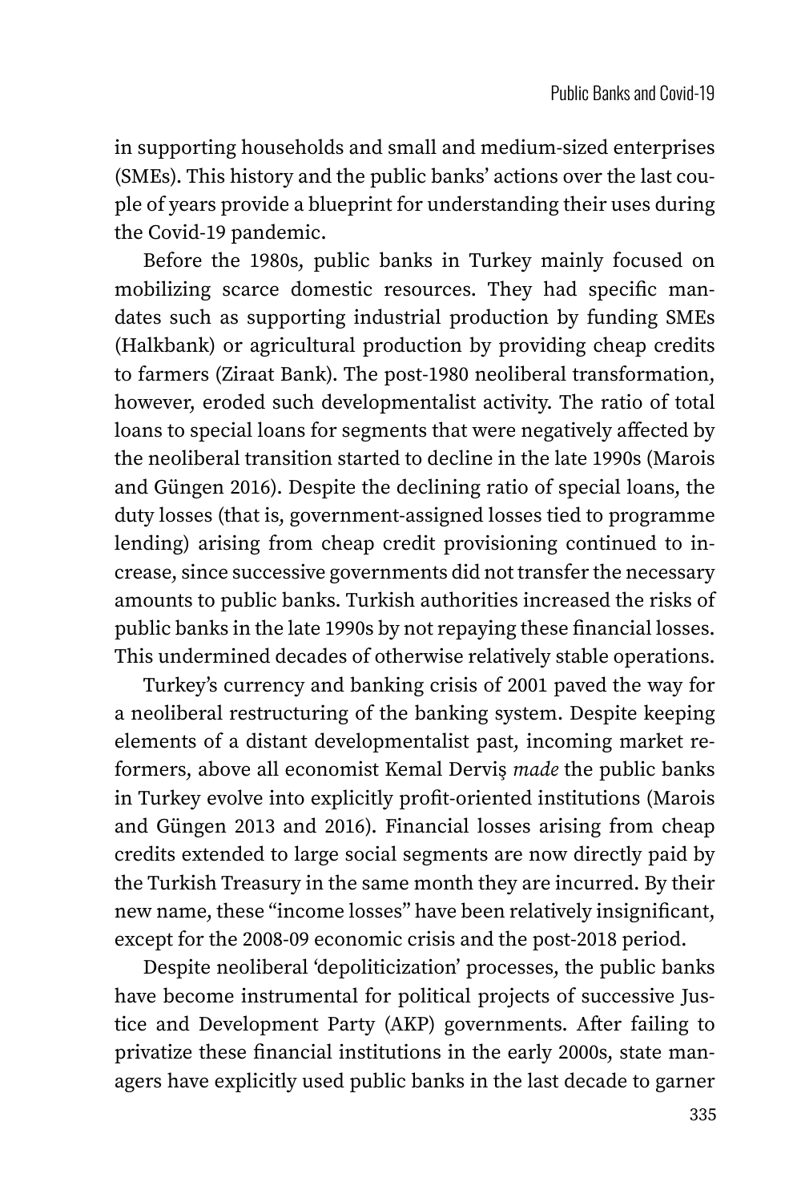in supporting households and small and medium-sized enterprises (SMEs). This history and the public banks' actions over the last couple of years provide a blueprint for understanding their uses during the Covid-19 pandemic.

Before the 1980s, public banks in Turkey mainly focused on mobilizing scarce domestic resources. They had specific mandates such as supporting industrial production by funding SMEs (Halkbank) or agricultural production by providing cheap credits to farmers (Ziraat Bank). The post-1980 neoliberal transformation, however, eroded such developmentalist activity. The ratio of total loans to special loans for segments that were negatively affected by the neoliberal transition started to decline in the late 1990s (Marois and Güngen 2016). Despite the declining ratio of special loans, the duty losses (that is, government-assigned losses tied to programme lending) arising from cheap credit provisioning continued to increase, since successive governments did not transfer the necessary amounts to public banks. Turkish authorities increased the risks of public banks in the late 1990s by not repaying these financial losses. This undermined decades of otherwise relatively stable operations.

Turkey's currency and banking crisis of 2001 paved the way for a neoliberal restructuring of the banking system. Despite keeping elements of a distant developmentalist past, incoming market reformers, above all economist Kemal Derviş *made* the public banks in Turkey evolve into explicitly profit-oriented institutions (Marois and Güngen 2013 and 2016). Financial losses arising from cheap credits extended to large social segments are now directly paid by the Turkish Treasury in the same month they are incurred. By their new name, these "income losses" have been relatively insignificant, except for the 2008-09 economic crisis and the post-2018 period.

Despite neoliberal 'depoliticization' processes, the public banks have become instrumental for political projects of successive Justice and Development Party (AKP) governments. After failing to privatize these financial institutions in the early 2000s, state managers have explicitly used public banks in the last decade to garner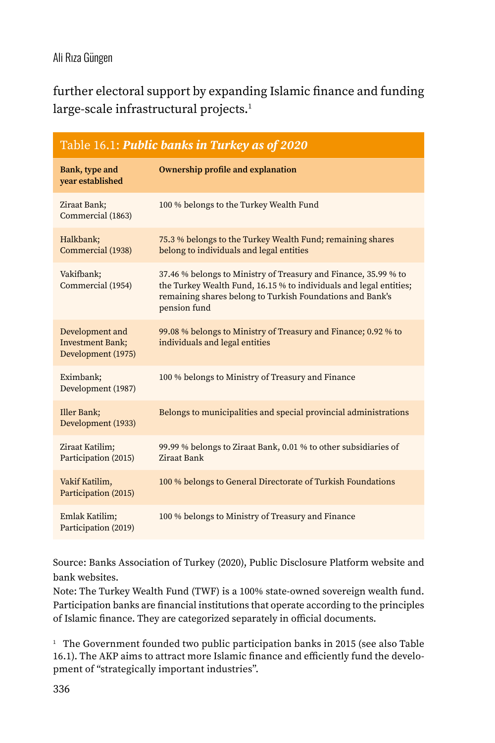further electoral support by expanding Islamic finance and funding large-scale infrastructural projects.[1]

**Table 16.1: *Public banks in Turkey as of 2020***

| Bank, type and year established | Ownership profile and explanation |
|---|---|
| Ziraat Bank; Commercial (1863) | 100 % belongs to the Turkey Wealth Fund |
| Halkbank; Commercial (1938) | 75.3 % belongs to the Turkey Wealth Fund; remaining shares belong to individuals and legal entities |
| Vakifbank; Commercial (1954) | 37.46 % belongs to Ministry of Treasury and Finance, 35.99 % to the Turkey Wealth Fund, 16.15 % to individuals and legal entities; remaining shares belong to Turkish Foundations and Bank's pension fund |
| Development and Investment Bank; Development (1975) | 99.08 % belongs to Ministry of Treasury and Finance; 0.92 % to individuals and legal entities |
| Eximbank; Development (1987) | 100 % belongs to Ministry of Treasury and Finance |
| Iller Bank; Development (1933) | Belongs to municipalities and special provincial administrations |
| Ziraat Katilim; Participation (2015) | 99.99 % belongs to Ziraat Bank, 0.01 % to other subsidiaries of Ziraat Bank |
| Vakif Katilim, Participation (2015) | 100 % belongs to General Directorate of Turkish Foundations |
| Emlak Katilim; Participation (2019) | 100 % belongs to Ministry of Treasury and Finance |

Source: Banks Association of Turkey (2020), Public Disclosure Platform website and bank websites.
Note: The Turkey Wealth Fund (TWF) is a 100% state-owned sovereign wealth fund. Participation banks are financial institutions that operate according to the principles of Islamic finance. They are categorized separately in official documents.

[1] The Government founded two public participation banks in 2015 (see also Table 16.1). The AKP aims to attract more Islamic finance and efficiently fund the development of "strategically important industries".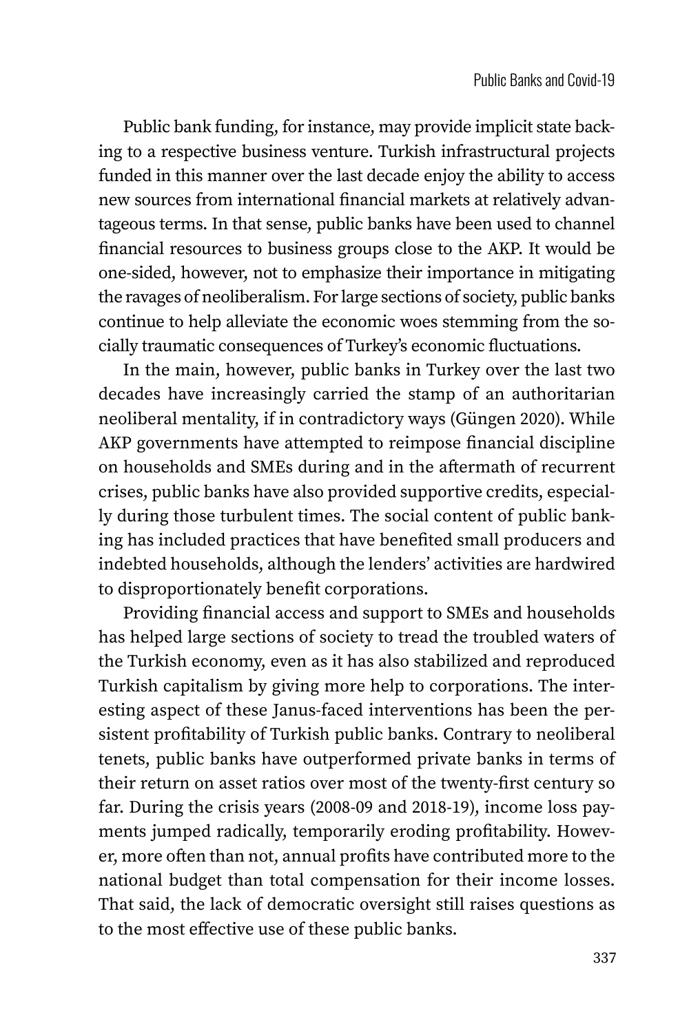Public bank funding, for instance, may provide implicit state backing to a respective business venture. Turkish infrastructural projects funded in this manner over the last decade enjoy the ability to access new sources from international financial markets at relatively advantageous terms. In that sense, public banks have been used to channel financial resources to business groups close to the AKP. It would be one-sided, however, not to emphasize their importance in mitigating the ravages of neoliberalism. For large sections of society, public banks continue to help alleviate the economic woes stemming from the socially traumatic consequences of Turkey's economic fluctuations.

In the main, however, public banks in Turkey over the last two decades have increasingly carried the stamp of an authoritarian neoliberal mentality, if in contradictory ways (Güngen 2020). While AKP governments have attempted to reimpose financial discipline on households and SMEs during and in the aftermath of recurrent crises, public banks have also provided supportive credits, especially during those turbulent times. The social content of public banking has included practices that have benefited small producers and indebted households, although the lenders' activities are hardwired to disproportionately benefit corporations.

Providing financial access and support to SMEs and households has helped large sections of society to tread the troubled waters of the Turkish economy, even as it has also stabilized and reproduced Turkish capitalism by giving more help to corporations. The interesting aspect of these Janus-faced interventions has been the persistent profitability of Turkish public banks. Contrary to neoliberal tenets, public banks have outperformed private banks in terms of their return on asset ratios over most of the twenty-first century so far. During the crisis years (2008-09 and 2018-19), income loss payments jumped radically, temporarily eroding profitability. However, more often than not, annual profits have contributed more to the national budget than total compensation for their income losses. That said, the lack of democratic oversight still raises questions as to the most effective use of these public banks.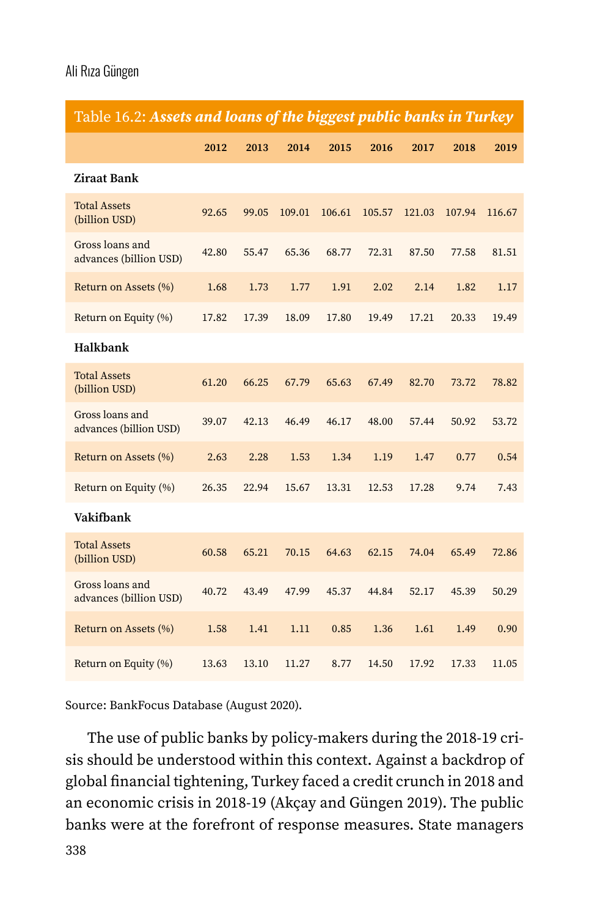Table 16.2: ***Assets and loans of the biggest public banks in Turkey***

| | 2012 | 2013 | 2014 | 2015 | 2016 | 2017 | 2018 | 2019 |
|---|---|---|---|---|---|---|---|---|
| **Ziraat Bank** | | | | | | | | |
| Total Assets (billion USD) | 92.65 | 99.05 | 109.01 | 106.61 | 105.57 | 121.03 | 107.94 | 116.67 |
| Gross loans and advances (billion USD) | 42.80 | 55.47 | 65.36 | 68.77 | 72.31 | 87.50 | 77.58 | 81.51 |
| Return on Assets (%) | 1.68 | 1.73 | 1.77 | 1.91 | 2.02 | 2.14 | 1.82 | 1.17 |
| Return on Equity (%) | 17.82 | 17.39 | 18.09 | 17.80 | 19.49 | 17.21 | 20.33 | 19.49 |
| **Halkbank** | | | | | | | | |
| Total Assets (billion USD) | 61.20 | 66.25 | 67.79 | 65.63 | 67.49 | 82.70 | 73.72 | 78.82 |
| Gross loans and advances (billion USD) | 39.07 | 42.13 | 46.49 | 46.17 | 48.00 | 57.44 | 50.92 | 53.72 |
| Return on Assets (%) | 2.63 | 2.28 | 1.53 | 1.34 | 1.19 | 1.47 | 0.77 | 0.54 |
| Return on Equity (%) | 26.35 | 22.94 | 15.67 | 13.31 | 12.53 | 17.28 | 9.74 | 7.43 |
| **Vakifbank** | | | | | | | | |
| Total Assets (billion USD) | 60.58 | 65.21 | 70.15 | 64.63 | 62.15 | 74.04 | 65.49 | 72.86 |
| Gross loans and advances (billion USD) | 40.72 | 43.49 | 47.99 | 45.37 | 44.84 | 52.17 | 45.39 | 50.29 |
| Return on Assets (%) | 1.58 | 1.41 | 1.11 | 0.85 | 1.36 | 1.61 | 1.49 | 0.90 |
| Return on Equity (%) | 13.63 | 13.10 | 11.27 | 8.77 | 14.50 | 17.92 | 17.33 | 11.05 |

Source: BankFocus Database (August 2020).

The use of public banks by policy-makers during the 2018-19 crisis should be understood within this context. Against a backdrop of global financial tightening, Turkey faced a credit crunch in 2018 and an economic crisis in 2018-19 (Akçay and Güngen 2019). The public banks were at the forefront of response measures. State managers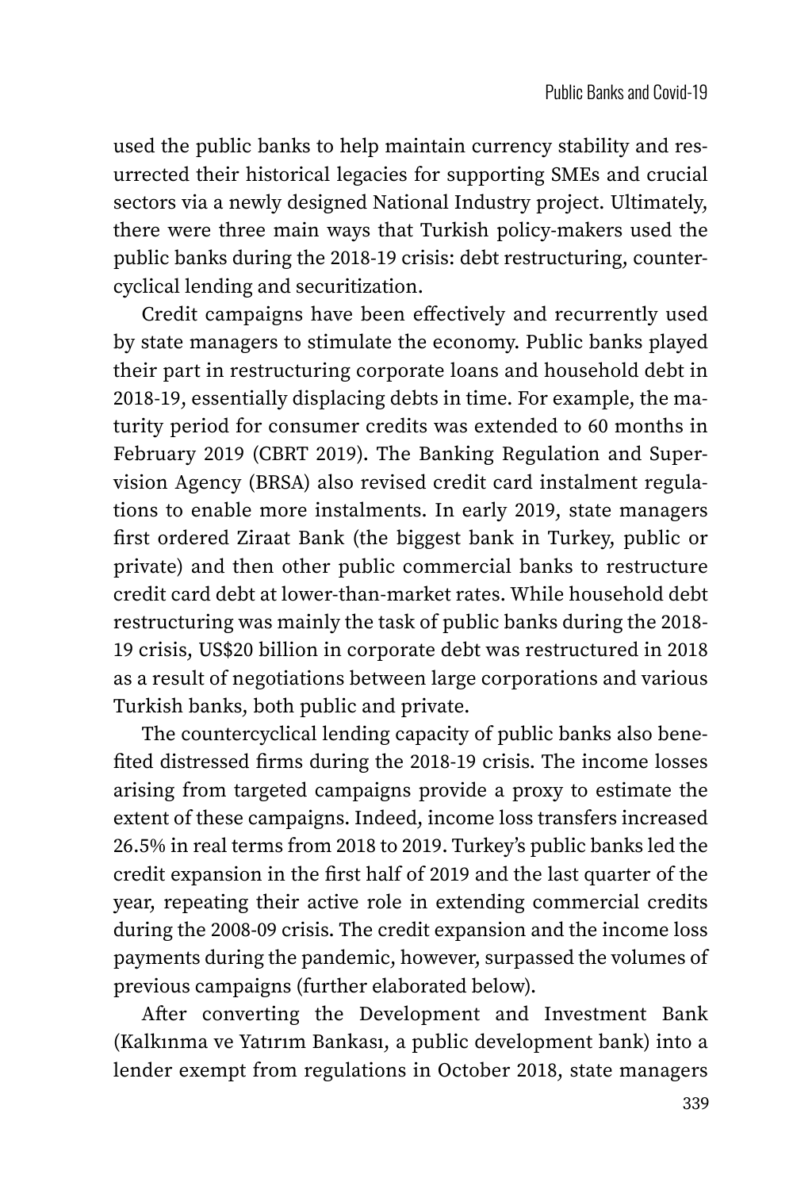used the public banks to help maintain currency stability and resurrected their historical legacies for supporting SMEs and crucial sectors via a newly designed National Industry project. Ultimately, there were three main ways that Turkish policy-makers used the public banks during the 2018-19 crisis: debt restructuring, countercyclical lending and securitization.

Credit campaigns have been effectively and recurrently used by state managers to stimulate the economy. Public banks played their part in restructuring corporate loans and household debt in 2018-19, essentially displacing debts in time. For example, the maturity period for consumer credits was extended to 60 months in February 2019 (CBRT 2019). The Banking Regulation and Supervision Agency (BRSA) also revised credit card instalment regulations to enable more instalments. In early 2019, state managers first ordered Ziraat Bank (the biggest bank in Turkey, public or private) and then other public commercial banks to restructure credit card debt at lower-than-market rates. While household debt restructuring was mainly the task of public banks during the 2018-19 crisis, US$20 billion in corporate debt was restructured in 2018 as a result of negotiations between large corporations and various Turkish banks, both public and private.

The countercyclical lending capacity of public banks also benefited distressed firms during the 2018-19 crisis. The income losses arising from targeted campaigns provide a proxy to estimate the extent of these campaigns. Indeed, income loss transfers increased 26.5% in real terms from 2018 to 2019. Turkey's public banks led the credit expansion in the first half of 2019 and the last quarter of the year, repeating their active role in extending commercial credits during the 2008-09 crisis. The credit expansion and the income loss payments during the pandemic, however, surpassed the volumes of previous campaigns (further elaborated below).

After converting the Development and Investment Bank (Kalkınma ve Yatırım Bankası, a public development bank) into a lender exempt from regulations in October 2018, state managers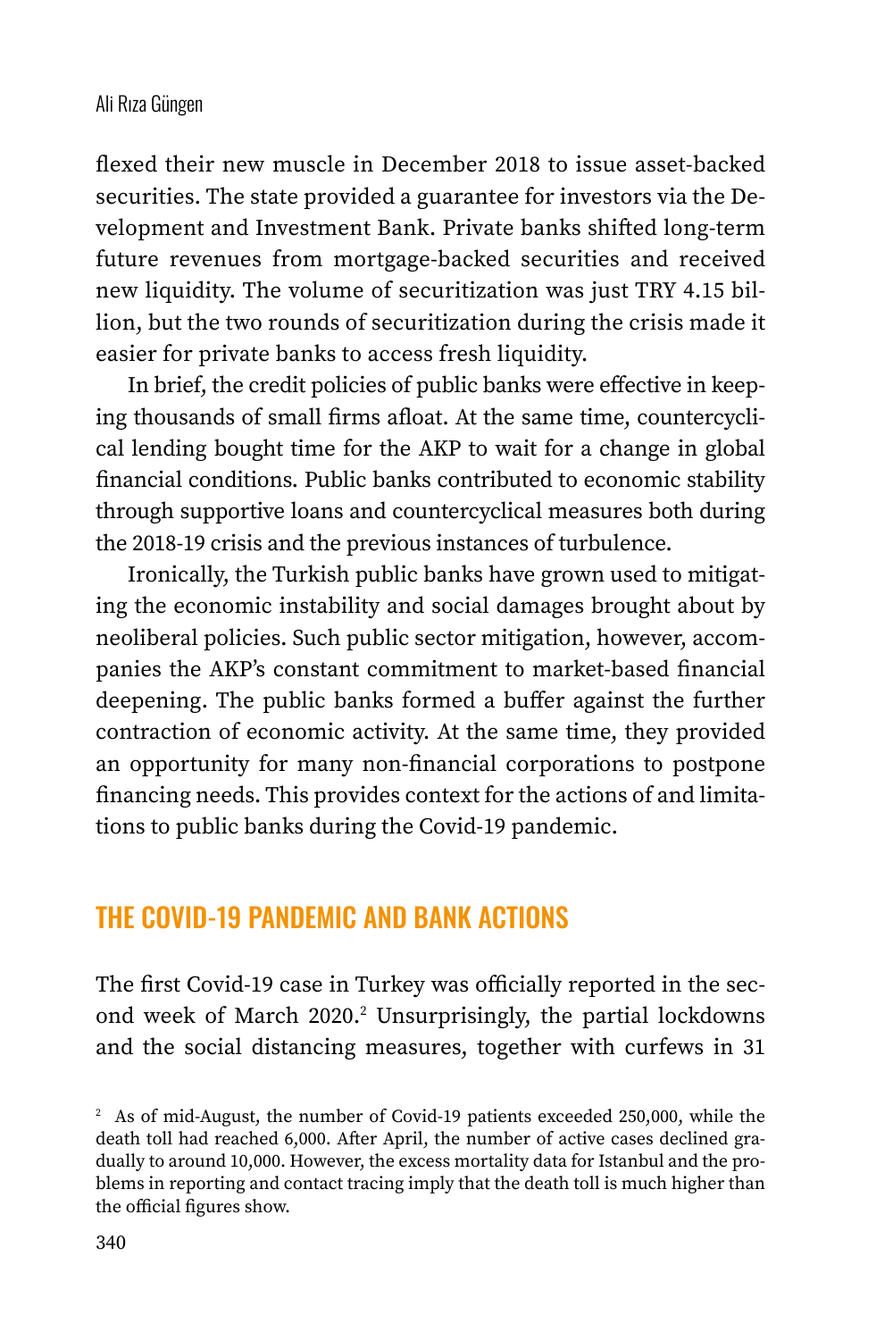flexed their new muscle in December 2018 to issue asset-backed securities. The state provided a guarantee for investors via the Development and Investment Bank. Private banks shifted long-term future revenues from mortgage-backed securities and received new liquidity. The volume of securitization was just TRY 4.15 billion, but the two rounds of securitization during the crisis made it easier for private banks to access fresh liquidity.

In brief, the credit policies of public banks were effective in keeping thousands of small firms afloat. At the same time, countercyclical lending bought time for the AKP to wait for a change in global financial conditions. Public banks contributed to economic stability through supportive loans and countercyclical measures both during the 2018-19 crisis and the previous instances of turbulence.

Ironically, the Turkish public banks have grown used to mitigating the economic instability and social damages brought about by neoliberal policies. Such public sector mitigation, however, accompanies the AKP's constant commitment to market-based financial deepening. The public banks formed a buffer against the further contraction of economic activity. At the same time, they provided an opportunity for many non-financial corporations to postpone financing needs. This provides context for the actions of and limitations to public banks during the Covid-19 pandemic.

## THE COVID-19 PANDEMIC AND BANK ACTIONS

The first Covid-19 case in Turkey was officially reported in the second week of March 2020.[2] Unsurprisingly, the partial lockdowns and the social distancing measures, together with curfews in 31

[2] As of mid-August, the number of Covid-19 patients exceeded 250,000, while the death toll had reached 6,000. After April, the number of active cases declined gradually to around 10,000. However, the excess mortality data for Istanbul and the problems in reporting and contact tracing imply that the death toll is much higher than the official figures show.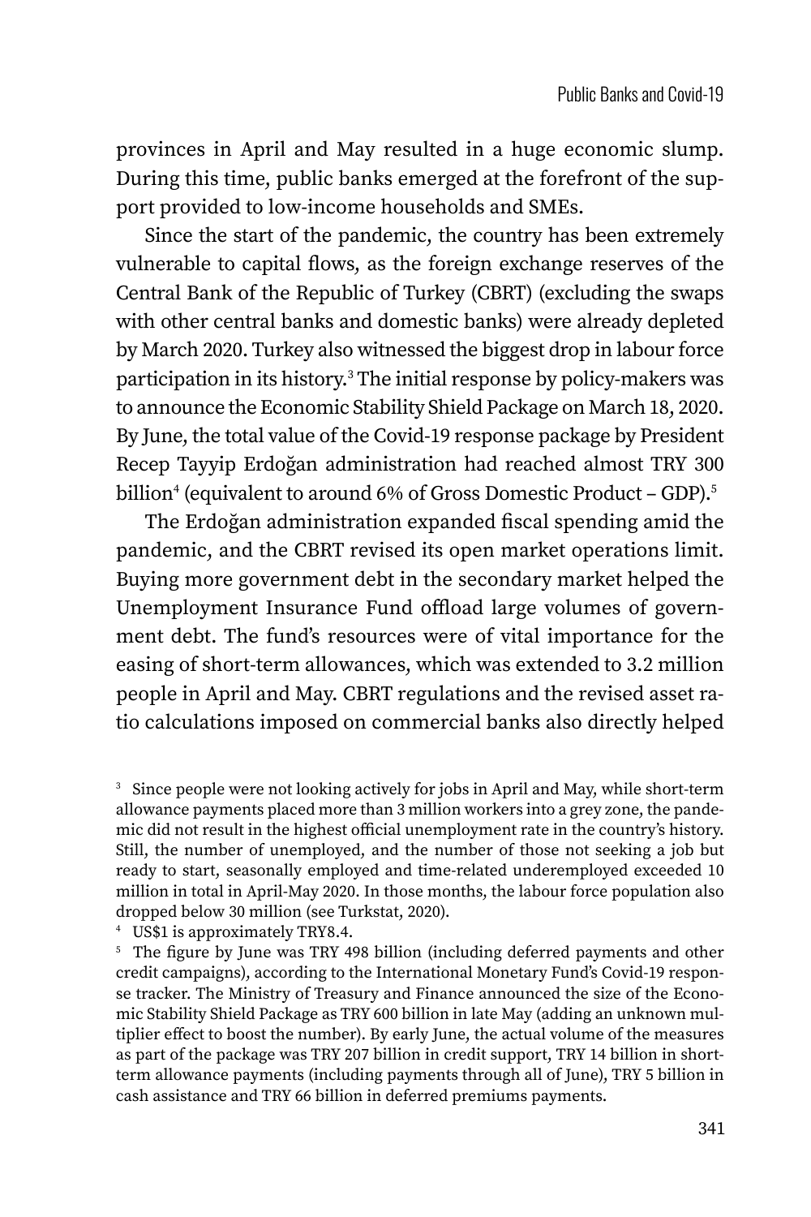provinces in April and May resulted in a huge economic slump. During this time, public banks emerged at the forefront of the support provided to low-income households and SMEs.

Since the start of the pandemic, the country has been extremely vulnerable to capital flows, as the foreign exchange reserves of the Central Bank of the Republic of Turkey (CBRT) (excluding the swaps with other central banks and domestic banks) were already depleted by March 2020. Turkey also witnessed the biggest drop in labour force participation in its history.[3] The initial response by policy-makers was to announce the Economic Stability Shield Package on March 18, 2020. By June, the total value of the Covid-19 response package by President Recep Tayyip Erdoğan administration had reached almost TRY 300 billion[4] (equivalent to around 6% of Gross Domestic Product – GDP).[5]

The Erdoğan administration expanded fiscal spending amid the pandemic, and the CBRT revised its open market operations limit. Buying more government debt in the secondary market helped the Unemployment Insurance Fund offload large volumes of government debt. The fund's resources were of vital importance for the easing of short-term allowances, which was extended to 3.2 million people in April and May. CBRT regulations and the revised asset ratio calculations imposed on commercial banks also directly helped

---

[3] Since people were not looking actively for jobs in April and May, while short-term allowance payments placed more than 3 million workers into a grey zone, the pandemic did not result in the highest official unemployment rate in the country's history. Still, the number of unemployed, and the number of those not seeking a job but ready to start, seasonally employed and time-related underemployed exceeded 10 million in total in April-May 2020. In those months, the labour force population also dropped below 30 million (see Turkstat, 2020).

[4] US$1 is approximately TRY8.4.

[5] The figure by June was TRY 498 billion (including deferred payments and other credit campaigns), according to the International Monetary Fund's Covid-19 response tracker. The Ministry of Treasury and Finance announced the size of the Economic Stability Shield Package as TRY 600 billion in late May (adding an unknown multiplier effect to boost the number). By early June, the actual volume of the measures as part of the package was TRY 207 billion in credit support, TRY 14 billion in short-term allowance payments (including payments through all of June), TRY 5 billion in cash assistance and TRY 66 billion in deferred premiums payments.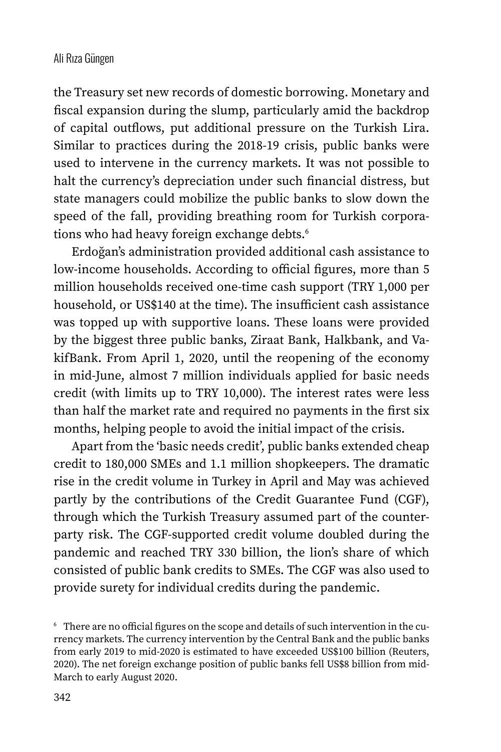the Treasury set new records of domestic borrowing. Monetary and fiscal expansion during the slump, particularly amid the backdrop of capital outflows, put additional pressure on the Turkish Lira. Similar to practices during the 2018-19 crisis, public banks were used to intervene in the currency markets. It was not possible to halt the currency's depreciation under such financial distress, but state managers could mobilize the public banks to slow down the speed of the fall, providing breathing room for Turkish corporations who had heavy foreign exchange debts.[6]

Erdoğan's administration provided additional cash assistance to low-income households. According to official figures, more than 5 million households received one-time cash support (TRY 1,000 per household, or US$140 at the time). The insufficient cash assistance was topped up with supportive loans. These loans were provided by the biggest three public banks, Ziraat Bank, Halkbank, and VakifBank. From April 1, 2020, until the reopening of the economy in mid-June, almost 7 million individuals applied for basic needs credit (with limits up to TRY 10,000). The interest rates were less than half the market rate and required no payments in the first six months, helping people to avoid the initial impact of the crisis.

Apart from the 'basic needs credit', public banks extended cheap credit to 180,000 SMEs and 1.1 million shopkeepers. The dramatic rise in the credit volume in Turkey in April and May was achieved partly by the contributions of the Credit Guarantee Fund (CGF), through which the Turkish Treasury assumed part of the counterparty risk. The CGF-supported credit volume doubled during the pandemic and reached TRY 330 billion, the lion's share of which consisted of public bank credits to SMEs. The CGF was also used to provide surety for individual credits during the pandemic.

[6] There are no official figures on the scope and details of such intervention in the currency markets. The currency intervention by the Central Bank and the public banks from early 2019 to mid-2020 is estimated to have exceeded US$100 billion (Reuters, 2020). The net foreign exchange position of public banks fell US$8 billion from mid-March to early August 2020.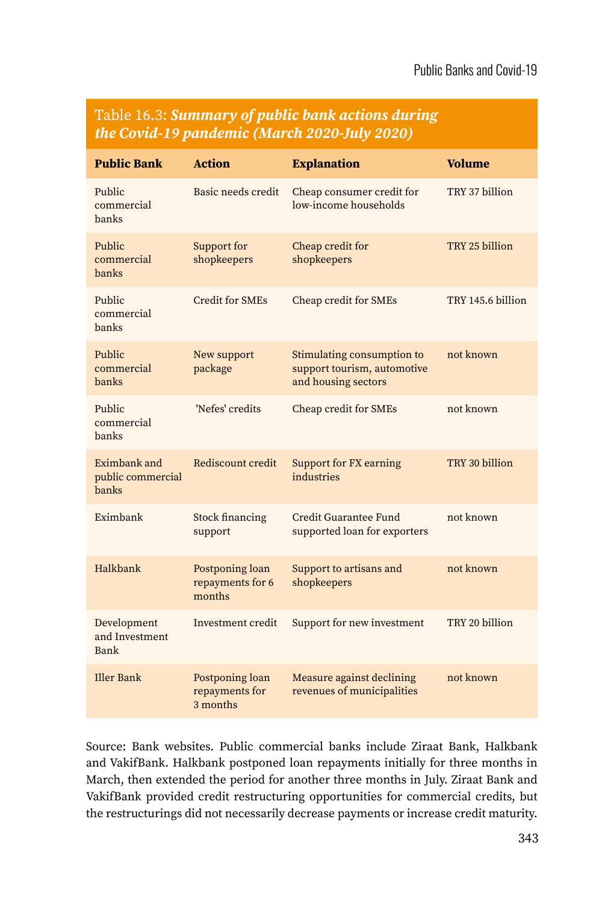Table 16.3: ***Summary of public bank actions during the Covid-19 pandemic (March 2020-July 2020)***

| Public Bank | Action | Explanation | Volume |
|---|---|---|---|
| Public commercial banks | Basic needs credit | Cheap consumer credit for low-income households | TRY 37 billion |
| Public commercial banks | Support for shopkeepers | Cheap credit for shopkeepers | TRY 25 billion |
| Public commercial banks | Credit for SMEs | Cheap credit for SMEs | TRY 145.6 billion |
| Public commercial banks | New support package | Stimulating consumption to support tourism, automotive and housing sectors | not known |
| Public commercial banks | 'Nefes' credits | Cheap credit for SMEs | not known |
| Eximbank and public commercial banks | Rediscount credit | Support for FX earning industries | TRY 30 billion |
| Eximbank | Stock financing support | Credit Guarantee Fund supported loan for exporters | not known |
| Halkbank | Postponing loan repayments for 6 months | Support to artisans and shopkeepers | not known |
| Development and Investment Bank | Investment credit | Support for new investment | TRY 20 billion |
| Iller Bank | Postponing loan repayments for 3 months | Measure against declining revenues of municipalities | not known |

Source: Bank websites. Public commercial banks include Ziraat Bank, Halkbank and VakifBank. Halkbank postponed loan repayments initially for three months in March, then extended the period for another three months in July. Ziraat Bank and VakifBank provided credit restructuring opportunities for commercial credits, but the restructurings did not necessarily decrease payments or increase credit maturity.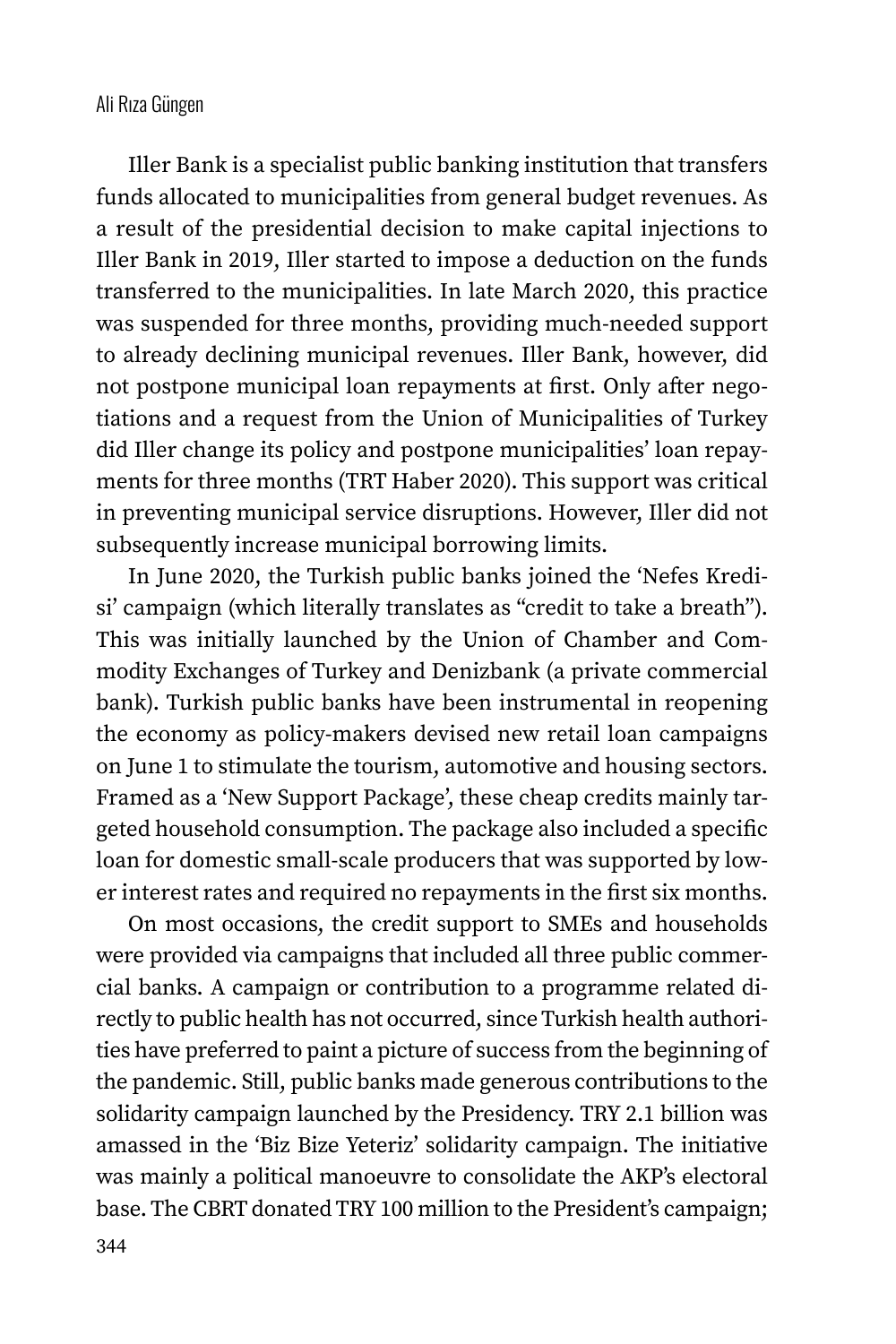Iller Bank is a specialist public banking institution that transfers funds allocated to municipalities from general budget revenues. As a result of the presidential decision to make capital injections to Iller Bank in 2019, Iller started to impose a deduction on the funds transferred to the municipalities. In late March 2020, this practice was suspended for three months, providing much-needed support to already declining municipal revenues. Iller Bank, however, did not postpone municipal loan repayments at first. Only after negotiations and a request from the Union of Municipalities of Turkey did Iller change its policy and postpone municipalities' loan repayments for three months (TRT Haber 2020). This support was critical in preventing municipal service disruptions. However, Iller did not subsequently increase municipal borrowing limits.

In June 2020, the Turkish public banks joined the 'Nefes Kredisi' campaign (which literally translates as "credit to take a breath"). This was initially launched by the Union of Chamber and Commodity Exchanges of Turkey and Denizbank (a private commercial bank). Turkish public banks have been instrumental in reopening the economy as policy-makers devised new retail loan campaigns on June 1 to stimulate the tourism, automotive and housing sectors. Framed as a 'New Support Package', these cheap credits mainly targeted household consumption. The package also included a specific loan for domestic small-scale producers that was supported by lower interest rates and required no repayments in the first six months.

On most occasions, the credit support to SMEs and households were provided via campaigns that included all three public commercial banks. A campaign or contribution to a programme related directly to public health has not occurred, since Turkish health authorities have preferred to paint a picture of success from the beginning of the pandemic. Still, public banks made generous contributions to the solidarity campaign launched by the Presidency. TRY 2.1 billion was amassed in the 'Biz Bize Yeteriz' solidarity campaign. The initiative was mainly a political manoeuvre to consolidate the AKP's electoral base. The CBRT donated TRY 100 million to the President's campaign;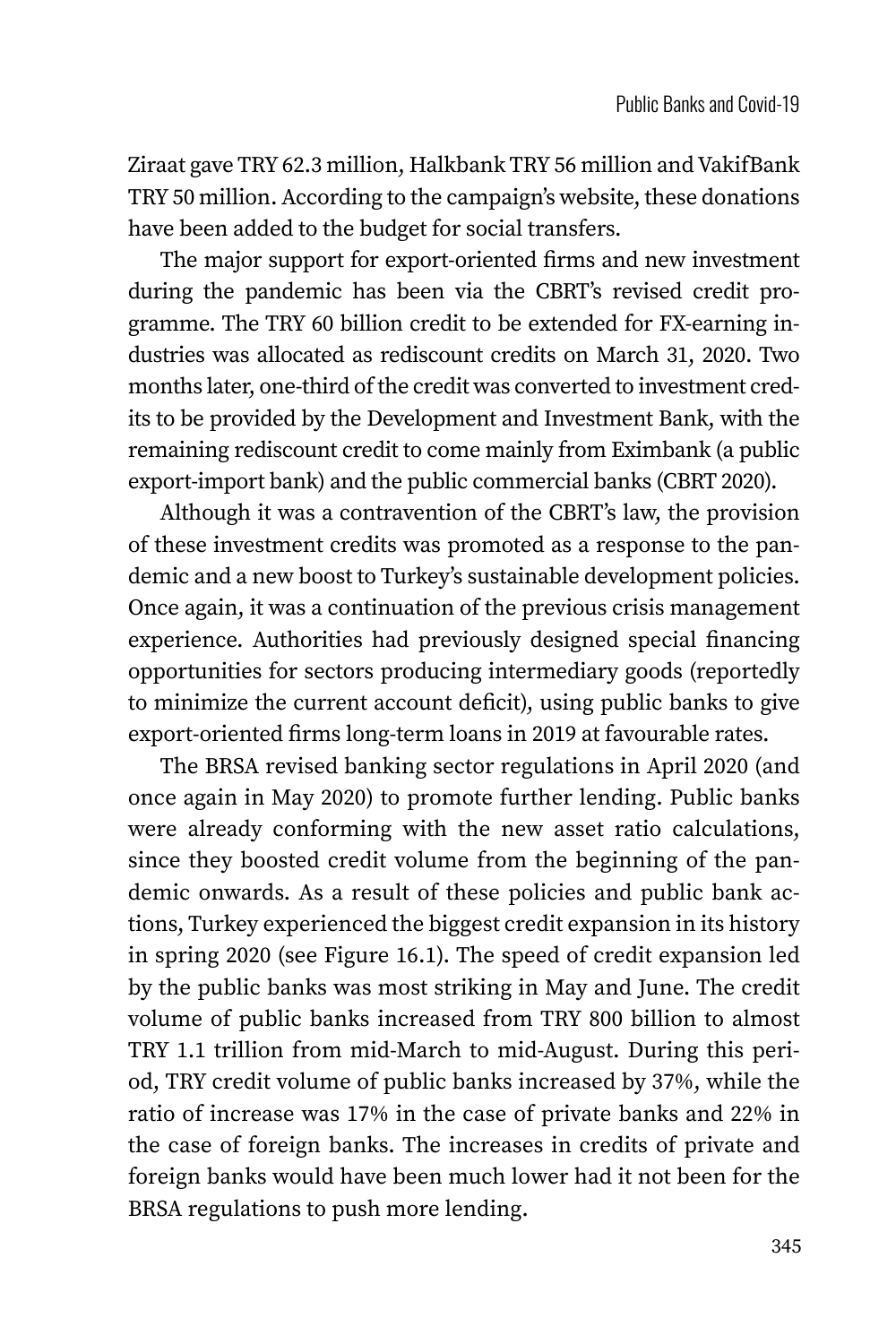Ziraat gave TRY 62.3 million, Halkbank TRY 56 million and VakifBank TRY 50 million. According to the campaign's website, these donations have been added to the budget for social transfers.

The major support for export-oriented firms and new investment during the pandemic has been via the CBRT's revised credit programme. The TRY 60 billion credit to be extended for FX-earning industries was allocated as rediscount credits on March 31, 2020. Two months later, one-third of the credit was converted to investment credits to be provided by the Development and Investment Bank, with the remaining rediscount credit to come mainly from Eximbank (a public export-import bank) and the public commercial banks (CBRT 2020).

Although it was a contravention of the CBRT's law, the provision of these investment credits was promoted as a response to the pandemic and a new boost to Turkey's sustainable development policies. Once again, it was a continuation of the previous crisis management experience. Authorities had previously designed special financing opportunities for sectors producing intermediary goods (reportedly to minimize the current account deficit), using public banks to give export-oriented firms long-term loans in 2019 at favourable rates.

The BRSA revised banking sector regulations in April 2020 (and once again in May 2020) to promote further lending. Public banks were already conforming with the new asset ratio calculations, since they boosted credit volume from the beginning of the pandemic onwards. As a result of these policies and public bank actions, Turkey experienced the biggest credit expansion in its history in spring 2020 (see Figure 16.1). The speed of credit expansion led by the public banks was most striking in May and June. The credit volume of public banks increased from TRY 800 billion to almost TRY 1.1 trillion from mid-March to mid-August. During this period, TRY credit volume of public banks increased by 37%, while the ratio of increase was 17% in the case of private banks and 22% in the case of foreign banks. The increases in credits of private and foreign banks would have been much lower had it not been for the BRSA regulations to push more lending.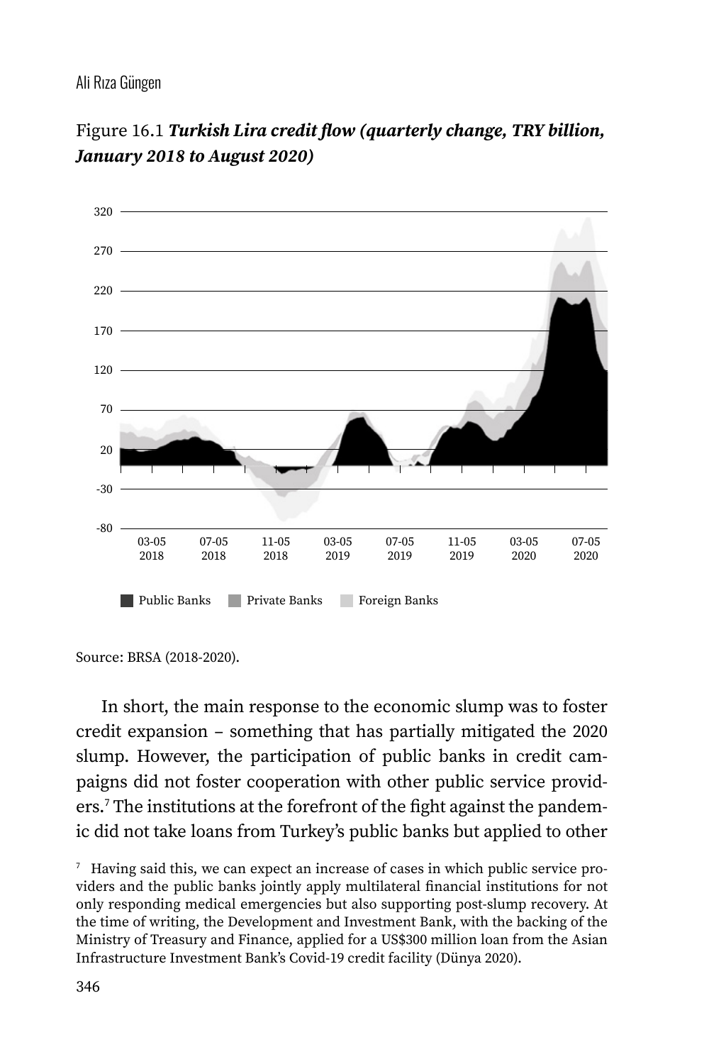Figure 16.1 ***Turkish Lira credit flow (quarterly change, TRY billion, January 2018 to August 2020)***

Source: BRSA (2018-2020).

In short, the main response to the economic slump was to foster credit expansion – something that has partially mitigated the 2020 slump. However, the participation of public banks in credit campaigns did not foster cooperation with other public service providers.[7] The institutions at the forefront of the fight against the pandemic did not take loans from Turkey's public banks but applied to other

[7] Having said this, we can expect an increase of cases in which public service providers and the public banks jointly apply multilateral financial institutions for not only responding medical emergencies but also supporting post-slump recovery. At the time of writing, the Development and Investment Bank, with the backing of the Ministry of Treasury and Finance, applied for a US$300 million loan from the Asian Infrastructure Investment Bank's Covid-19 credit facility (Dünya 2020).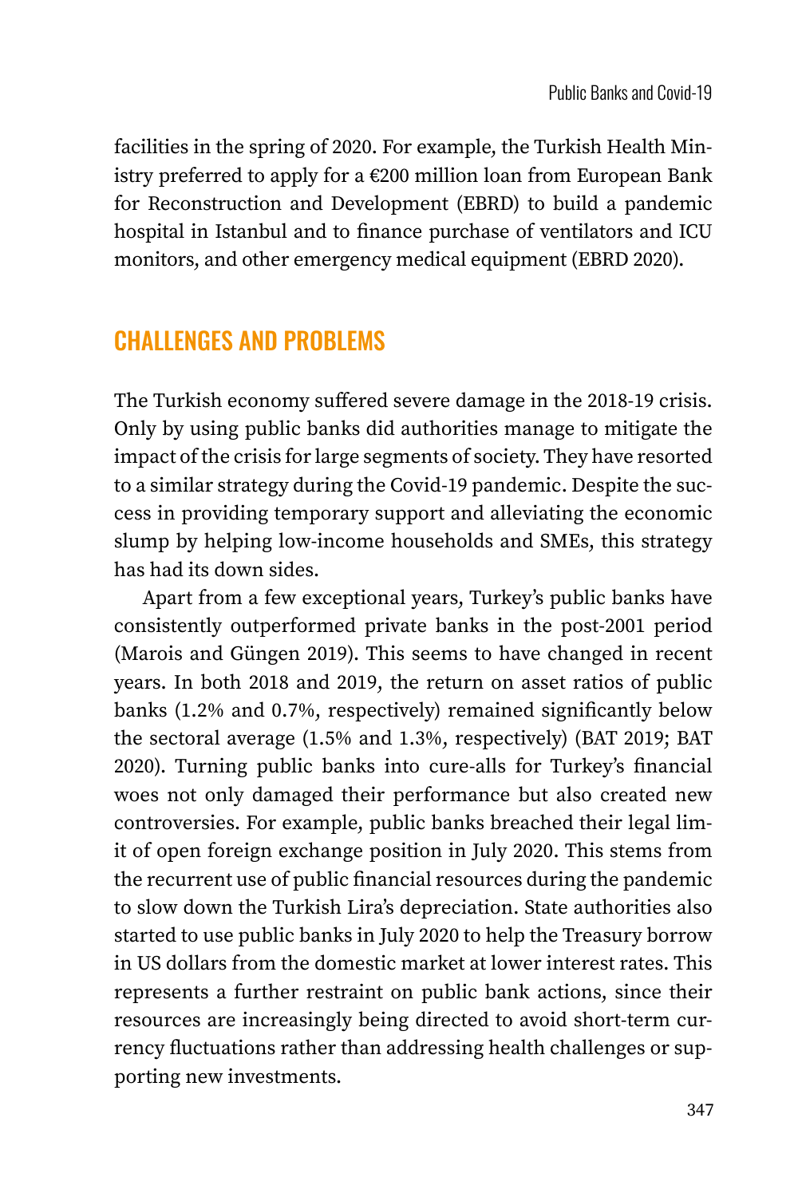facilities in the spring of 2020. For example, the Turkish Health Ministry preferred to apply for a €200 million loan from European Bank for Reconstruction and Development (EBRD) to build a pandemic hospital in Istanbul and to finance purchase of ventilators and ICU monitors, and other emergency medical equipment (EBRD 2020).

## CHALLENGES AND PROBLEMS

The Turkish economy suffered severe damage in the 2018-19 crisis. Only by using public banks did authorities manage to mitigate the impact of the crisis for large segments of society. They have resorted to a similar strategy during the Covid-19 pandemic. Despite the success in providing temporary support and alleviating the economic slump by helping low-income households and SMEs, this strategy has had its down sides.

Apart from a few exceptional years, Turkey's public banks have consistently outperformed private banks in the post-2001 period (Marois and Güngen 2019). This seems to have changed in recent years. In both 2018 and 2019, the return on asset ratios of public banks (1.2% and 0.7%, respectively) remained significantly below the sectoral average (1.5% and 1.3%, respectively) (BAT 2019; BAT 2020). Turning public banks into cure-alls for Turkey's financial woes not only damaged their performance but also created new controversies. For example, public banks breached their legal limit of open foreign exchange position in July 2020. This stems from the recurrent use of public financial resources during the pandemic to slow down the Turkish Lira's depreciation. State authorities also started to use public banks in July 2020 to help the Treasury borrow in US dollars from the domestic market at lower interest rates. This represents a further restraint on public bank actions, since their resources are increasingly being directed to avoid short-term currency fluctuations rather than addressing health challenges or supporting new investments.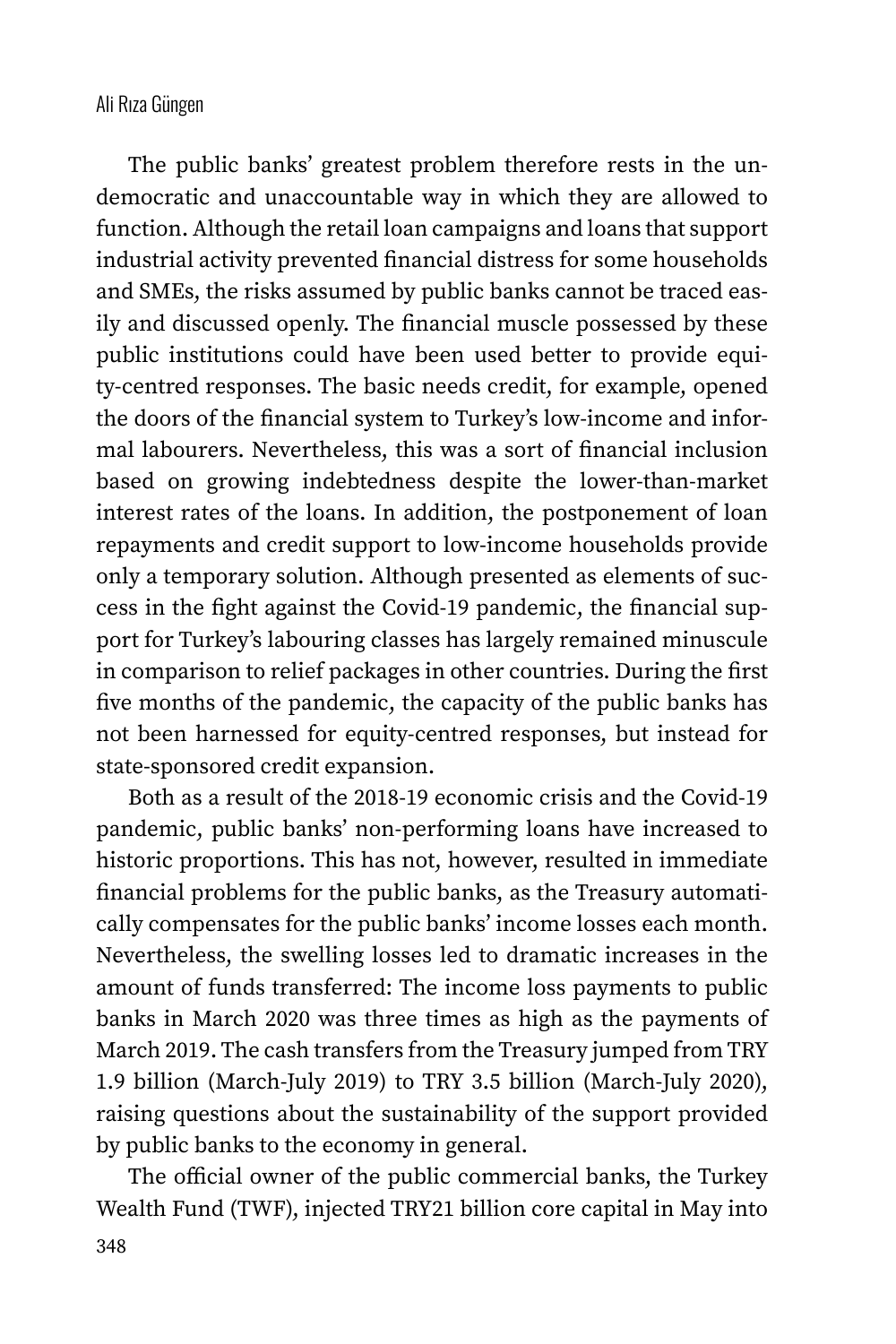The public banks' greatest problem therefore rests in the undemocratic and unaccountable way in which they are allowed to function. Although the retail loan campaigns and loans that support industrial activity prevented financial distress for some households and SMEs, the risks assumed by public banks cannot be traced easily and discussed openly. The financial muscle possessed by these public institutions could have been used better to provide equity-centred responses. The basic needs credit, for example, opened the doors of the financial system to Turkey's low-income and informal labourers. Nevertheless, this was a sort of financial inclusion based on growing indebtedness despite the lower-than-market interest rates of the loans. In addition, the postponement of loan repayments and credit support to low-income households provide only a temporary solution. Although presented as elements of success in the fight against the Covid-19 pandemic, the financial support for Turkey's labouring classes has largely remained minuscule in comparison to relief packages in other countries. During the first five months of the pandemic, the capacity of the public banks has not been harnessed for equity-centred responses, but instead for state-sponsored credit expansion.

Both as a result of the 2018-19 economic crisis and the Covid-19 pandemic, public banks' non-performing loans have increased to historic proportions. This has not, however, resulted in immediate financial problems for the public banks, as the Treasury automatically compensates for the public banks' income losses each month. Nevertheless, the swelling losses led to dramatic increases in the amount of funds transferred: The income loss payments to public banks in March 2020 was three times as high as the payments of March 2019. The cash transfers from the Treasury jumped from TRY 1.9 billion (March-July 2019) to TRY 3.5 billion (March-July 2020), raising questions about the sustainability of the support provided by public banks to the economy in general.

The official owner of the public commercial banks, the Turkey Wealth Fund (TWF), injected TRY21 billion core capital in May into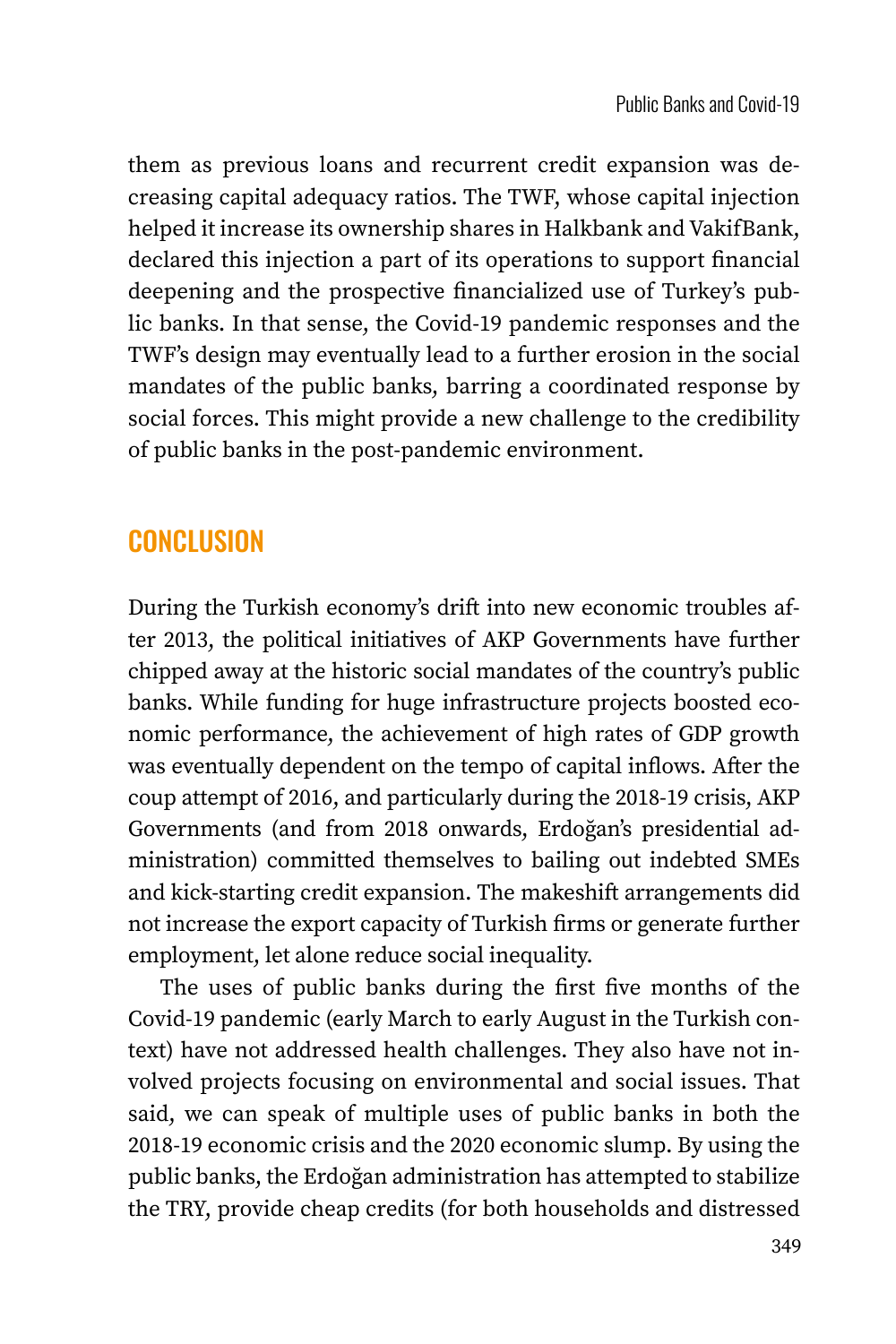them as previous loans and recurrent credit expansion was decreasing capital adequacy ratios. The TWF, whose capital injection helped it increase its ownership shares in Halkbank and VakifBank, declared this injection a part of its operations to support financial deepening and the prospective financialized use of Turkey's public banks. In that sense, the Covid-19 pandemic responses and the TWF's design may eventually lead to a further erosion in the social mandates of the public banks, barring a coordinated response by social forces. This might provide a new challenge to the credibility of public banks in the post-pandemic environment.

## CONCLUSION

During the Turkish economy's drift into new economic troubles after 2013, the political initiatives of AKP Governments have further chipped away at the historic social mandates of the country's public banks. While funding for huge infrastructure projects boosted economic performance, the achievement of high rates of GDP growth was eventually dependent on the tempo of capital inflows. After the coup attempt of 2016, and particularly during the 2018-19 crisis, AKP Governments (and from 2018 onwards, Erdoğan's presidential administration) committed themselves to bailing out indebted SMEs and kick-starting credit expansion. The makeshift arrangements did not increase the export capacity of Turkish firms or generate further employment, let alone reduce social inequality.

The uses of public banks during the first five months of the Covid-19 pandemic (early March to early August in the Turkish context) have not addressed health challenges. They also have not involved projects focusing on environmental and social issues. That said, we can speak of multiple uses of public banks in both the 2018-19 economic crisis and the 2020 economic slump. By using the public banks, the Erdoğan administration has attempted to stabilize the TRY, provide cheap credits (for both households and distressed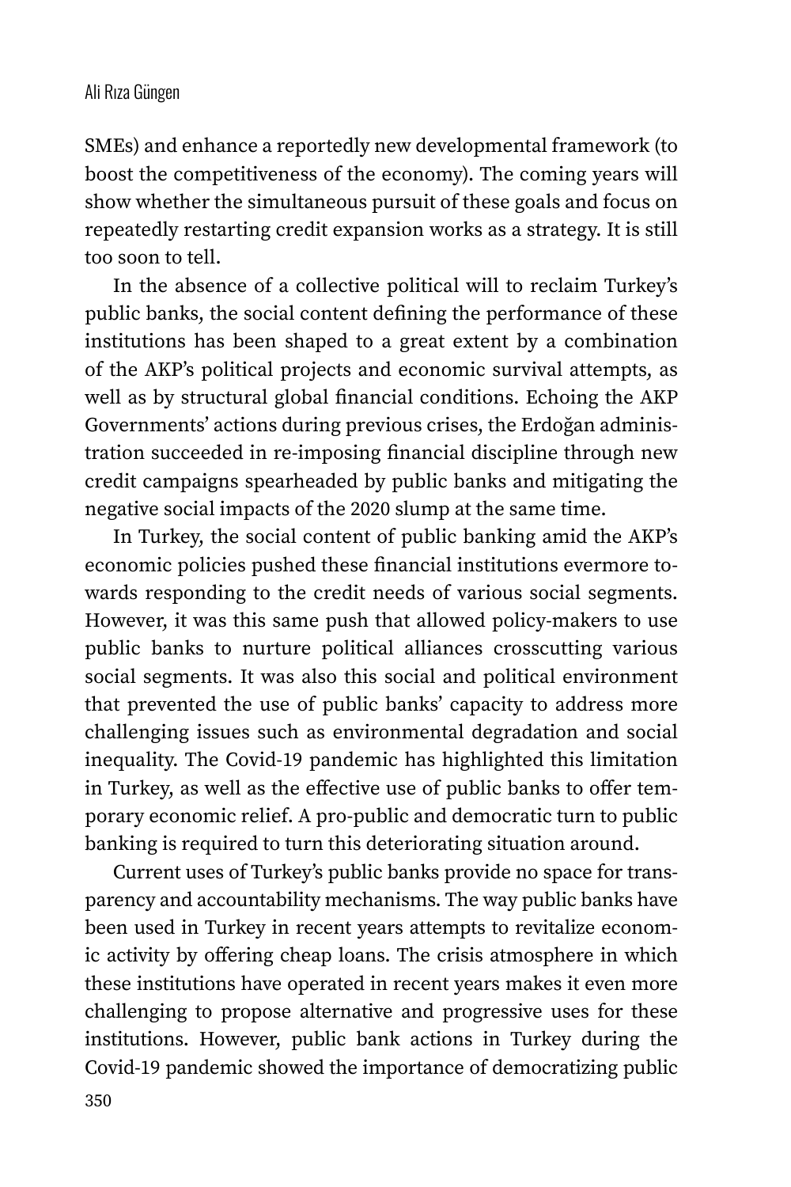SMEs) and enhance a reportedly new developmental framework (to boost the competitiveness of the economy). The coming years will show whether the simultaneous pursuit of these goals and focus on repeatedly restarting credit expansion works as a strategy. It is still too soon to tell.

In the absence of a collective political will to reclaim Turkey's public banks, the social content defining the performance of these institutions has been shaped to a great extent by a combination of the AKP's political projects and economic survival attempts, as well as by structural global financial conditions. Echoing the AKP Governments' actions during previous crises, the Erdoğan administration succeeded in re-imposing financial discipline through new credit campaigns spearheaded by public banks and mitigating the negative social impacts of the 2020 slump at the same time.

In Turkey, the social content of public banking amid the AKP's economic policies pushed these financial institutions evermore towards responding to the credit needs of various social segments. However, it was this same push that allowed policy-makers to use public banks to nurture political alliances crosscutting various social segments. It was also this social and political environment that prevented the use of public banks' capacity to address more challenging issues such as environmental degradation and social inequality. The Covid-19 pandemic has highlighted this limitation in Turkey, as well as the effective use of public banks to offer temporary economic relief. A pro-public and democratic turn to public banking is required to turn this deteriorating situation around.

Current uses of Turkey's public banks provide no space for transparency and accountability mechanisms. The way public banks have been used in Turkey in recent years attempts to revitalize economic activity by offering cheap loans. The crisis atmosphere in which these institutions have operated in recent years makes it even more challenging to propose alternative and progressive uses for these institutions. However, public bank actions in Turkey during the Covid-19 pandemic showed the importance of democratizing public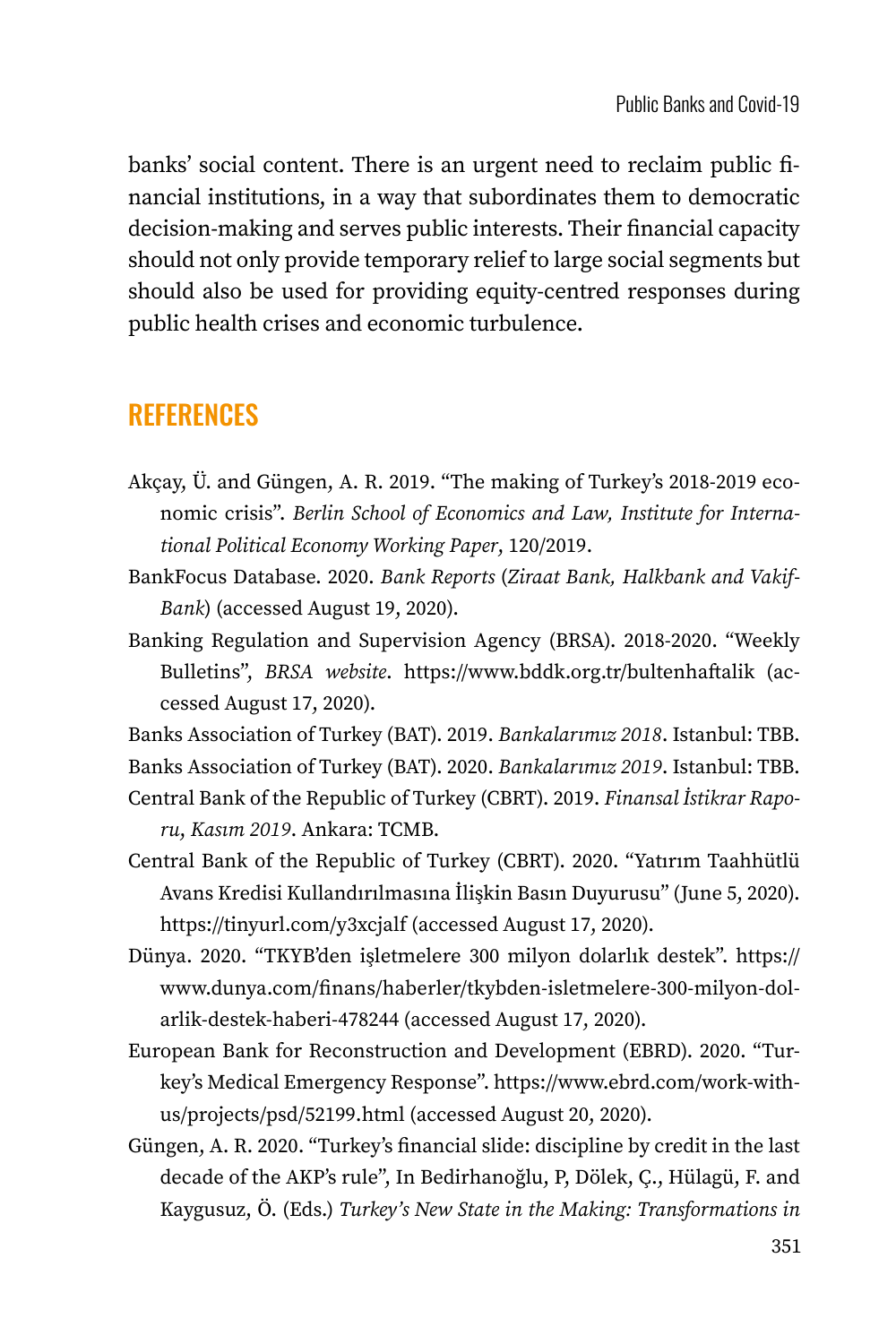banks' social content. There is an urgent need to reclaim public financial institutions, in a way that subordinates them to democratic decision-making and serves public interests. Their financial capacity should not only provide temporary relief to large social segments but should also be used for providing equity-centred responses during public health crises and economic turbulence.

## REFERENCES

Akçay, Ü. and Güngen, A. R. 2019. "The making of Turkey's 2018-2019 economic crisis". *Berlin School of Economics and Law, Institute for International Political Economy Working Paper*, 120/2019.

BankFocus Database. 2020. *Bank Reports* (*Ziraat Bank, Halkbank and VakifBank*) (accessed August 19, 2020).

Banking Regulation and Supervision Agency (BRSA). 2018-2020. "Weekly Bulletins", *BRSA website*. https://www.bddk.org.tr/bultenhaftalik (accessed August 17, 2020).

Banks Association of Turkey (BAT). 2019. *Bankalarımız 2018*. Istanbul: TBB.

Banks Association of Turkey (BAT). 2020. *Bankalarımız 2019*. Istanbul: TBB.

Central Bank of the Republic of Turkey (CBRT). 2019. *Finansal İstikrar Raporu, Kasım 2019*. Ankara: TCMB.

Central Bank of the Republic of Turkey (CBRT). 2020. "Yatırım Taahhütlü Avans Kredisi Kullandırılmasına İlişkin Basın Duyurusu" (June 5, 2020). https://tinyurl.com/y3xcjalf (accessed August 17, 2020).

Dünya. 2020. "TKYB'den işletmelere 300 milyon dolarlık destek". https://www.dunya.com/finans/haberler/tkybden-isletmelere-300-milyon-dolarlik-destek-haberi-478244 (accessed August 17, 2020).

European Bank for Reconstruction and Development (EBRD). 2020. "Turkey's Medical Emergency Response". https://www.ebrd.com/work-with-us/projects/psd/52199.html (accessed August 20, 2020).

Güngen, A. R. 2020. "Turkey's financial slide: discipline by credit in the last decade of the AKP's rule", In Bedirhanoğlu, P, Dölek, Ç., Hülagü, F. and Kaygusuz, Ö. (Eds.) *Turkey's New State in the Making: Transformations in*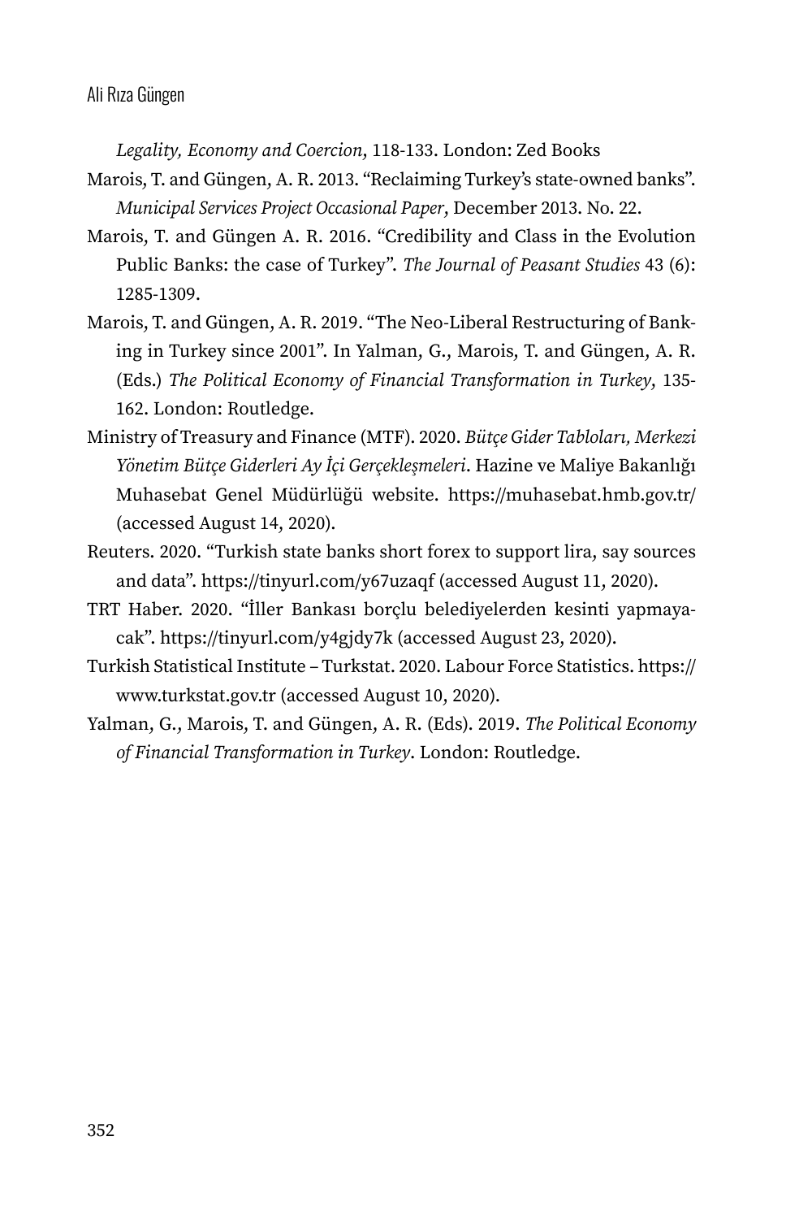*Legality, Economy and Coercion*, 118-133. London: Zed Books

Marois, T. and Güngen, A. R. 2013. "Reclaiming Turkey's state-owned banks". *Municipal Services Project Occasional Paper*, December 2013. No. 22.

Marois, T. and Güngen A. R. 2016. "Credibility and Class in the Evolution Public Banks: the case of Turkey". *The Journal of Peasant Studies* 43 (6): 1285-1309.

Marois, T. and Güngen, A. R. 2019. "The Neo-Liberal Restructuring of Banking in Turkey since 2001". In Yalman, G., Marois, T. and Güngen, A. R. (Eds.) *The Political Economy of Financial Transformation in Turkey*, 135-162. London: Routledge.

Ministry of Treasury and Finance (MTF). 2020. *Bütçe Gider Tabloları, Merkezi Yönetim Bütçe Giderleri Ay İçi Gerçekleşmeleri*. Hazine ve Maliye Bakanlığı Muhasebat Genel Müdürlüğü website. https://muhasebat.hmb.gov.tr/ (accessed August 14, 2020).

Reuters. 2020. "Turkish state banks short forex to support lira, say sources and data". https://tinyurl.com/y67uzaqf (accessed August 11, 2020).

TRT Haber. 2020. "İller Bankası borçlu belediyelerden kesinti yapmayacak". https://tinyurl.com/y4gjdy7k (accessed August 23, 2020).

Turkish Statistical Institute – Turkstat. 2020. Labour Force Statistics. https://www.turkstat.gov.tr (accessed August 10, 2020).

Yalman, G., Marois, T. and Güngen, A. R. (Eds). 2019. *The Political Economy of Financial Transformation in Turkey*. London: Routledge.